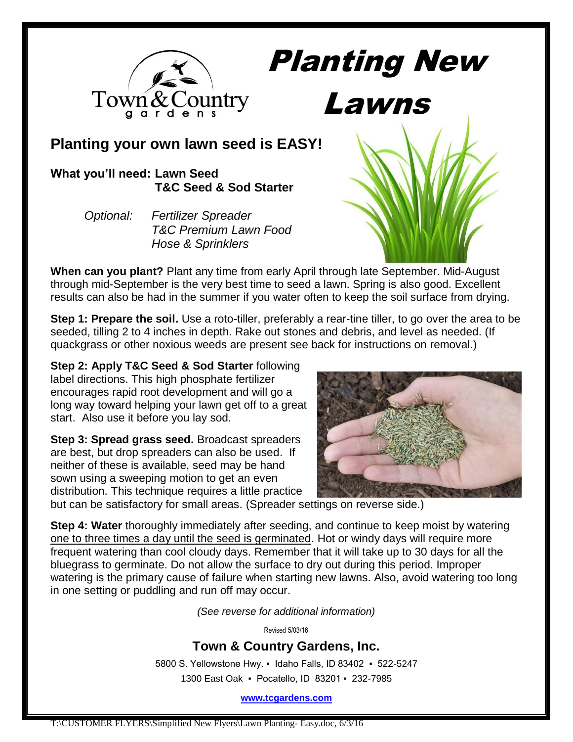Town & Country gardens

# Planting New Lawns

## Planting your own lawn seed is EASY!

**What you'll need: Lawn Seed**
**T&C Seed & Sod Starter**

*Optional: Fertilizer Spreader*
*T&C Premium Lawn Food*
*Hose & Sprinklers*

**When can you plant?** Plant any time from early April through late September. Mid-August through mid-September is the very best time to seed a lawn. Spring is also good. Excellent results can also be had in the summer if you water often to keep the soil surface from drying.

**Step 1: Prepare the soil.** Use a roto-tiller, preferably a rear-tine tiller, to go over the area to be seeded, tilling 2 to 4 inches in depth. Rake out stones and debris, and level as needed. (If quackgrass or other noxious weeds are present see back for instructions on removal.)

**Step 2: Apply T&C Seed & Sod Starter** following label directions. This high phosphate fertilizer encourages rapid root development and will go a long way toward helping your lawn get off to a great start. Also use it before you lay sod.

**Step 3: Spread grass seed.** Broadcast spreaders are best, but drop spreaders can also be used. If neither of these is available, seed may be hand sown using a sweeping motion to get an even distribution. This technique requires a little practice but can be satisfactory for small areas. (Spreader settings on reverse side.)

**Step 4: Water** thoroughly immediately after seeding, and continue to keep moist by watering one to three times a day until the seed is germinated. Hot or windy days will require more frequent watering than cool cloudy days. Remember that it will take up to 30 days for all the bluegrass to germinate. Do not allow the surface to dry out during this period. Improper watering is the primary cause of failure when starting new lawns. Also, avoid watering too long in one setting or puddling and run off may occur.

*(See reverse for additional information)*

Revised 5/03/16

**Town & Country Gardens, Inc.**

5800 S. Yellowstone Hwy. ▪ Idaho Falls, ID 83402 ▪ 522-5247
1300 East Oak ▪ Pocatello, ID 83201 ▪ 232-7985

**www.tcgardens.com**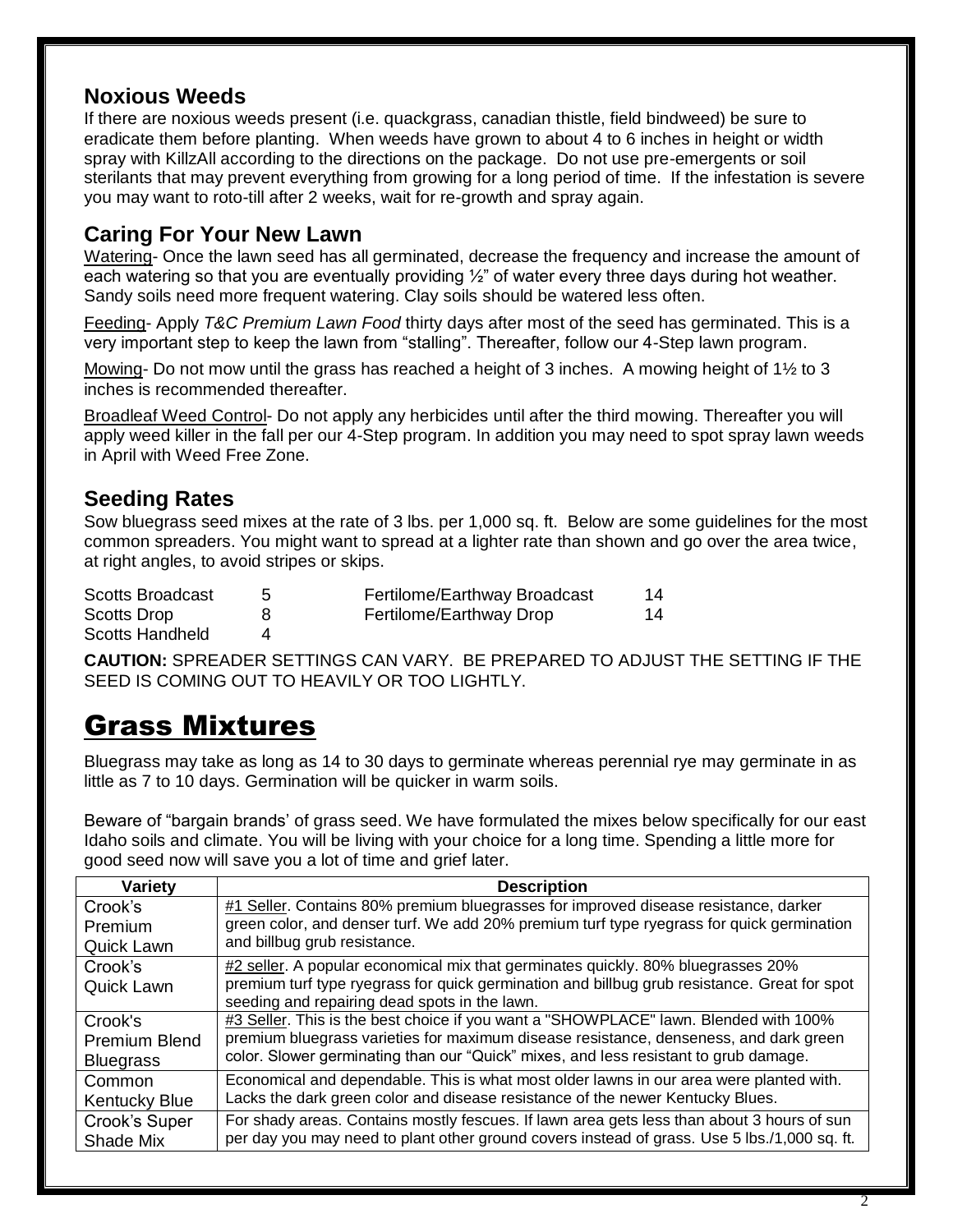## Noxious Weeds

If there are noxious weeds present (i.e. quackgrass, canadian thistle, field bindweed) be sure to eradicate them before planting. When weeds have grown to about 4 to 6 inches in height or width spray with KillzAll according to the directions on the package. Do not use pre-emergents or soil sterilants that may prevent everything from growing for a long period of time. If the infestation is severe you may want to roto-till after 2 weeks, wait for re-growth and spray again.

## Caring For Your New Lawn

Watering- Once the lawn seed has all germinated, decrease the frequency and increase the amount of each watering so that you are eventually providing ½" of water every three days during hot weather. Sandy soils need more frequent watering. Clay soils should be watered less often.

Feeding- Apply *T&C Premium Lawn Food* thirty days after most of the seed has germinated. This is a very important step to keep the lawn from "stalling". Thereafter, follow our 4-Step lawn program.

Mowing- Do not mow until the grass has reached a height of 3 inches. A mowing height of 1½ to 3 inches is recommended thereafter.

Broadleaf Weed Control- Do not apply any herbicides until after the third mowing. Thereafter you will apply weed killer in the fall per our 4-Step program. In addition you may need to spot spray lawn weeds in April with Weed Free Zone.

## Seeding Rates

Sow bluegrass seed mixes at the rate of 3 lbs. per 1,000 sq. ft. Below are some guidelines for the most common spreaders. You might want to spread at a lighter rate than shown and go over the area twice, at right angles, to avoid stripes or skips.

| | | | |
|---|---|---|---|
| Scotts Broadcast | 5 | Fertilome/Earthway Broadcast | 14 |
| Scotts Drop | 8 | Fertilome/Earthway Drop | 14 |
| Scotts Handheld | 4 | | |

**CAUTION:** SPREADER SETTINGS CAN VARY. BE PREPARED TO ADJUST THE SETTING IF THE SEED IS COMING OUT TO HEAVILY OR TOO LIGHTLY.

# Grass Mixtures

Bluegrass may take as long as 14 to 30 days to germinate whereas perennial rye may germinate in as little as 7 to 10 days. Germination will be quicker in warm soils.

Beware of "bargain brands' of grass seed. We have formulated the mixes below specifically for our east Idaho soils and climate. You will be living with your choice for a long time. Spending a little more for good seed now will save you a lot of time and grief later.

| Variety | Description |
|---|---|
| Crook's Premium Quick Lawn | #1 Seller. Contains 80% premium bluegrasses for improved disease resistance, darker green color, and denser turf. We add 20% premium turf type ryegrass for quick germination and billbug grub resistance. |
| Crook's Quick Lawn | #2 seller. A popular economical mix that germinates quickly. 80% bluegrasses 20% premium turf type ryegrass for quick germination and billbug grub resistance. Great for spot seeding and repairing dead spots in the lawn. |
| Crook's Premium Blend Bluegrass | #3 Seller. This is the best choice if you want a "SHOWPLACE" lawn. Blended with 100% premium bluegrass varieties for maximum disease resistance, denseness, and dark green color. Slower germinating than our "Quick" mixes, and less resistant to grub damage. |
| Common Kentucky Blue | Economical and dependable. This is what most older lawns in our area were planted with. Lacks the dark green color and disease resistance of the newer Kentucky Blues. |
| Crook's Super Shade Mix | For shady areas. Contains mostly fescues. If lawn area gets less than about 3 hours of sun per day you may need to plant other ground covers instead of grass. Use 5 lbs./1,000 sq. ft. |